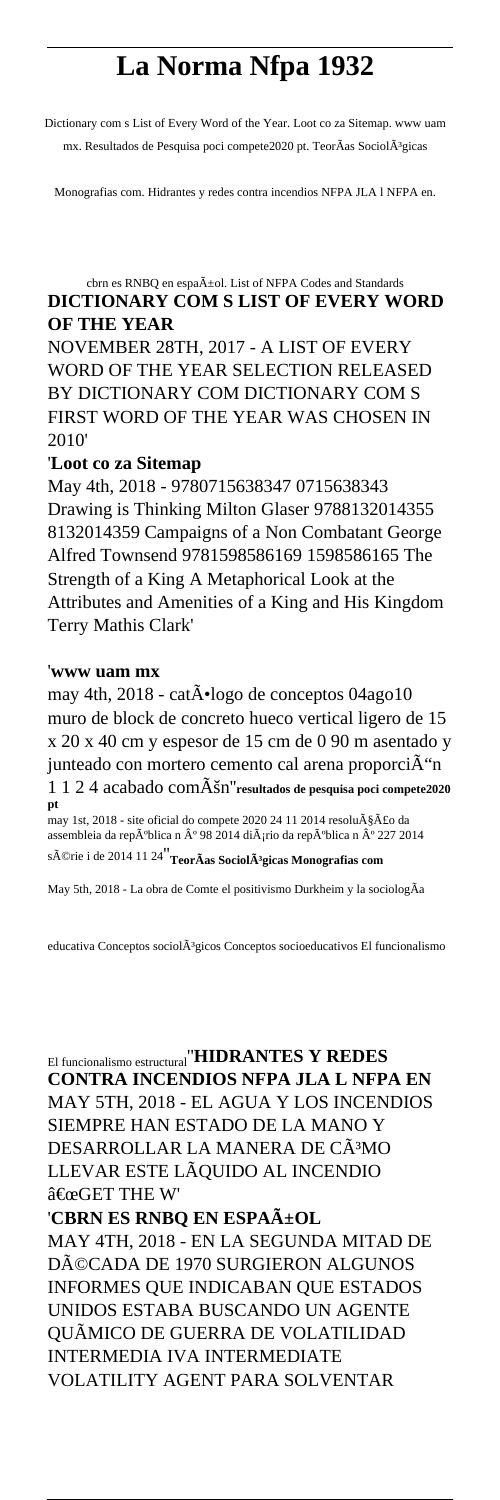# La Norma Nfpa 1932

Dictionary com s List of Every Word of the Year. Loot co za Sitemap. www uam mx. Resultados de Pesquisa poci compete2020 pt. TeorÃas SociolÃ³gicas Monografias com. Hidrantes y redes contra incendios NFPA JLA l NFPA en. cbrn es RNBQ en espaÃ±ol. List of NFPA Codes and Standards

**DICTIONARY COM S LIST OF EVERY WORD OF THE YEAR**

NOVEMBER 28TH, 2017 - A LIST OF EVERY WORD OF THE YEAR SELECTION RELEASED BY DICTIONARY COM DICTIONARY COM S FIRST WORD OF THE YEAR WAS CHOSEN IN 2010'

'**Loot co za Sitemap**

May 4th, 2018 - 9780715638347 0715638343 Drawing is Thinking Milton Glaser 9788132014355 8132014359 Campaigns of a Non Combatant George Alfred Townsend 9781598586169 1598586165 The Strength of a King A Metaphorical Look at the Attributes and Amenities of a King and His Kingdom Terry Mathis Clark'

'**www uam mx**

may 4th, 2018 - catÃ•logo de conceptos 04ago10 muro de block de concreto hueco vertical ligero de 15 x 20 x 40 cm y espesor de 15 cm de 0 90 m asentado y junteado con mortero cemento cal arena proporciÃ“n 1 1 2 4 acabado comÃšn''**resultados de pesquisa poci compete2020 pt**

may 1st, 2018 - site oficial do compete 2020 24 11 2014 resoluÃ§Ã£o da assembleia da repÃºblica n Âº 98 2014 diÃ¡rio da repÃºblica n Âº 227 2014 sÃ©rie i de 2014 11 24''**TeorÃas SociolÃ³gicas Monografias com**

May 5th, 2018 - La obra de Comte el positivismo Durkheim y la sociologÃa educativa Conceptos sociolÃ³gicos Conceptos socioeducativos El funcionalismo El funcionalismo estructural''**HIDRANTES Y REDES CONTRA INCENDIOS NFPA JLA L NFPA EN**

MAY 5TH, 2018 - EL AGUA Y LOS INCENDIOS SIEMPRE HAN ESTADO DE LA MANO Y DESARROLLAR LA MANERA DE CÃ³MO LLEVAR ESTE LÃQUIDO AL INCENDIO â€œGET THE W'

'**CBRN ES RNBQ EN ESPAÃ±OL**

MAY 4TH, 2018 - EN LA SEGUNDA MITAD DE DÃ©CADA DE 1970 SURGIERON ALGUNOS INFORMES QUE INDICABAN QUE ESTADOS UNIDOS ESTABA BUSCANDO UN AGENTE QUÃMICO DE GUERRA DE VOLATILIDAD INTERMEDIA IVA INTERMEDIATE VOLATILITY AGENT PARA SOLVENTAR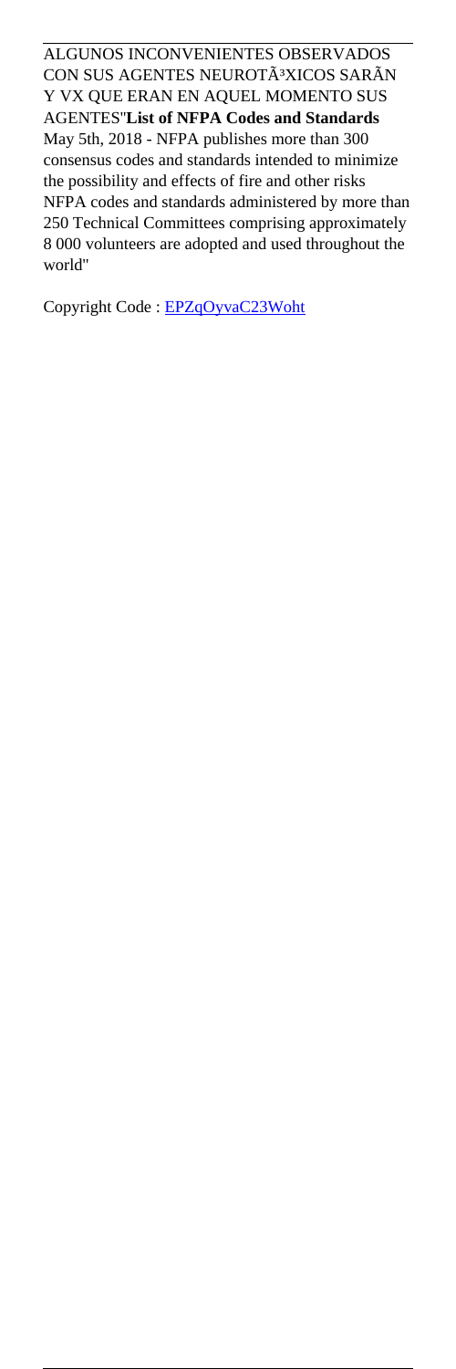ALGUNOS INCONVENIENTES OBSERVADOS CON SUS AGENTES NEUROTÃ³XICOS SARÃN Y VX QUE ERAN EN AQUEL MOMENTO SUS AGENTES''**List of NFPA Codes and Standards**
May 5th, 2018 - NFPA publishes more than 300 consensus codes and standards intended to minimize the possibility and effects of fire and other risks NFPA codes and standards administered by more than 250 Technical Committees comprising approximately 8 000 volunteers are adopted and used throughout the world''

Copyright Code : EPZqOyvaC23Woht